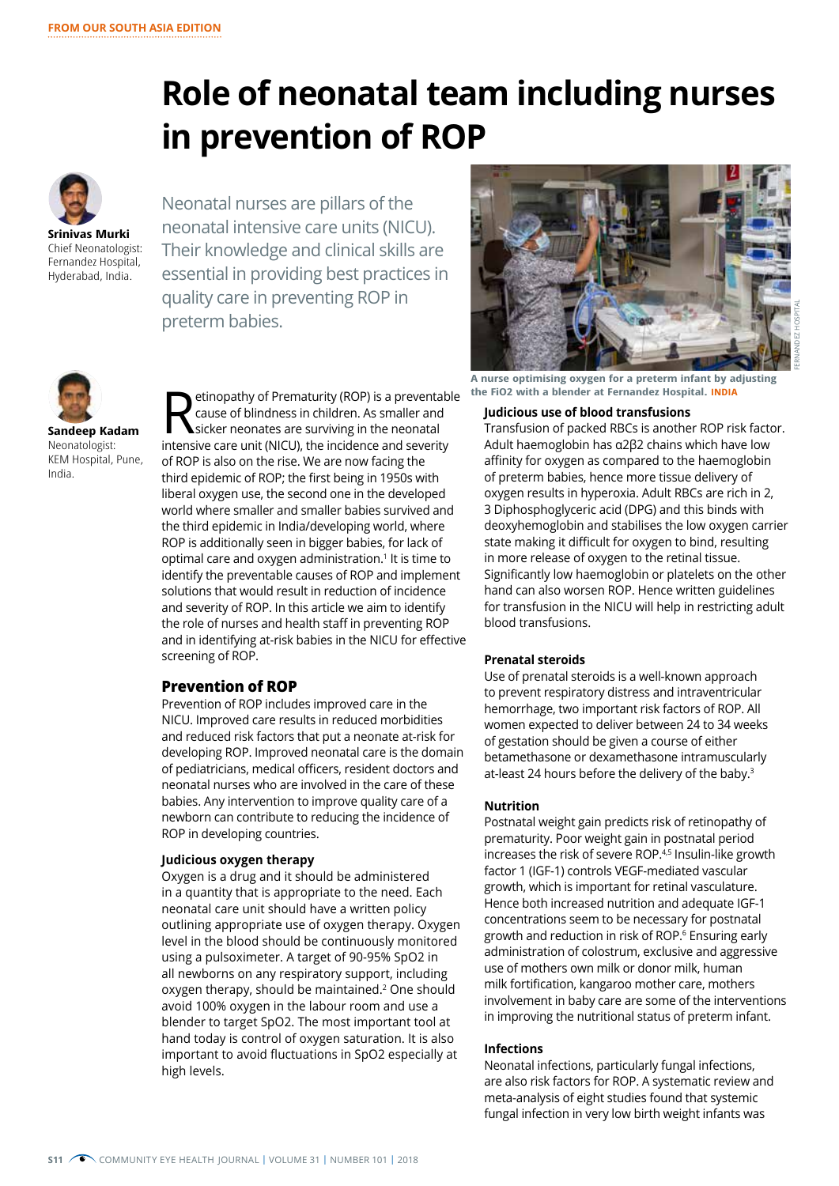FROM OUR SOUTH ASIA EDITION

# Role of neonatal team including nurses in prevention of ROP

**Srinivas Murki**
Chief Neonatologist: Fernandez Hospital, Hyderabad, India.

**Sandeep Kadam**
Neonatologist: KEM Hospital, Pune, India.

Neonatal nurses are pillars of the neonatal intensive care units (NICU). Their knowledge and clinical skills are essential in providing best practices in quality care in preventing ROP in preterm babies.

Retinopathy of Prematurity (ROP) is a preventable cause of blindness in children. As smaller and sicker neonates are surviving in the neonatal intensive care unit (NICU), the incidence and severity of ROP is also on the rise. We are now facing the third epidemic of ROP; the first being in 1950s with liberal oxygen use, the second one in the developed world where smaller and smaller babies survived and the third epidemic in India/developing world, where ROP is additionally seen in bigger babies, for lack of optimal care and oxygen administration.[1] It is time to identify the preventable causes of ROP and implement solutions that would result in reduction of incidence and severity of ROP. In this article we aim to identify the role of nurses and health staff in preventing ROP and in identifying at-risk babies in the NICU for effective screening of ROP.

## Prevention of ROP

Prevention of ROP includes improved care in the NICU. Improved care results in reduced morbidities and reduced risk factors that put a neonate at-risk for developing ROP. Improved neonatal care is the domain of pediatricians, medical officers, resident doctors and neonatal nurses who are involved in the care of these babies. Any intervention to improve quality care of a newborn can contribute to reducing the incidence of ROP in developing countries.

### Judicious oxygen therapy

Oxygen is a drug and it should be administered in a quantity that is appropriate to the need. Each neonatal care unit should have a written policy outlining appropriate use of oxygen therapy. Oxygen level in the blood should be continuously monitored using a pulsoximeter. A target of 90-95% SpO2 in all newborns on any respiratory support, including oxygen therapy, should be maintained.[2] One should avoid 100% oxygen in the labour room and use a blender to target SpO2. The most important tool at hand today is control of oxygen saturation. It is also important to avoid fluctuations in SpO2 especially at high levels.

A nurse optimising oxygen for a preterm infant by adjusting the FiO2 with a blender at Fernandez Hospital. INDIA

### Judicious use of blood transfusions

Transfusion of packed RBCs is another ROP risk factor. Adult haemoglobin has $\alpha 2\beta 2$ chains which have low affinity for oxygen as compared to the haemoglobin of preterm babies, hence more tissue delivery of oxygen results in hyperoxia. Adult RBCs are rich in 2, 3 Diphosphoglyceric acid (DPG) and this binds with deoxyhemoglobin and stabilises the low oxygen carrier state making it difficult for oxygen to bind, resulting in more release of oxygen to the retinal tissue. Significantly low haemoglobin or platelets on the other hand can also worsen ROP. Hence written guidelines for transfusion in the NICU will help in restricting adult blood transfusions.

### Prenatal steroids

Use of prenatal steroids is a well-known approach to prevent respiratory distress and intraventricular hemorrhage, two important risk factors of ROP. All women expected to deliver between 24 to 34 weeks of gestation should be given a course of either betamethasone or dexamethasone intramuscularly at-least 24 hours before the delivery of the baby.[3]

### Nutrition

Postnatal weight gain predicts risk of retinopathy of prematurity. Poor weight gain in postnatal period increases the risk of severe ROP.[4,5] Insulin-like growth factor 1 (IGF-1) controls VEGF-mediated vascular growth, which is important for retinal vasculature. Hence both increased nutrition and adequate IGF-1 concentrations seem to be necessary for postnatal growth and reduction in risk of ROP.[6] Ensuring early administration of colostrum, exclusive and aggressive use of mothers own milk or donor milk, human milk fortification, kangaroo mother care, mothers involvement in baby care are some of the interventions in improving the nutritional status of preterm infant.

### Infections

Neonatal infections, particularly fungal infections, are also risk factors for ROP. A systematic review and meta-analysis of eight studies found that systemic fungal infection in very low birth weight infants was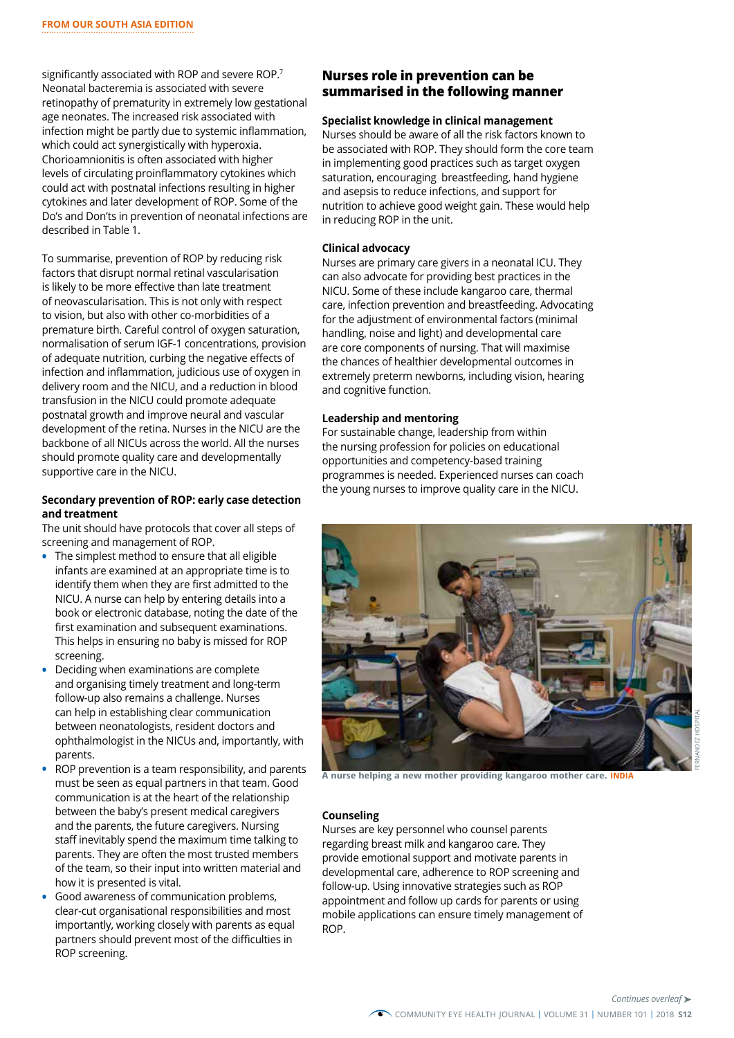significantly associated with ROP and severe ROP.[7] Neonatal bacteremia is associated with severe retinopathy of prematurity in extremely low gestational age neonates. The increased risk associated with infection might be partly due to systemic inflammation, which could act synergistically with hyperoxia. Chorioamnionitis is often associated with higher levels of circulating proinflammatory cytokines which could act with postnatal infections resulting in higher cytokines and later development of ROP. Some of the Do's and Don'ts in prevention of neonatal infections are described in Table 1.

To summarise, prevention of ROP by reducing risk factors that disrupt normal retinal vascularisation is likely to be more effective than late treatment of neovascularisation. This is not only with respect to vision, but also with other co-morbidities of a premature birth. Careful control of oxygen saturation, normalisation of serum IGF-1 concentrations, provision of adequate nutrition, curbing the negative effects of infection and inflammation, judicious use of oxygen in delivery room and the NICU, and a reduction in blood transfusion in the NICU could promote adequate postnatal growth and improve neural and vascular development of the retina. Nurses in the NICU are the backbone of all NICUs across the world. All the nurses should promote quality care and developmentally supportive care in the NICU.

### Secondary prevention of ROP: early case detection and treatment

The unit should have protocols that cover all steps of screening and management of ROP.

- The simplest method to ensure that all eligible infants are examined at an appropriate time is to identify them when they are first admitted to the NICU. A nurse can help by entering details into a book or electronic database, noting the date of the first examination and subsequent examinations. This helps in ensuring no baby is missed for ROP screening.
- Deciding when examinations are complete and organising timely treatment and long-term follow-up also remains a challenge. Nurses can help in establishing clear communication between neonatologists, resident doctors and ophthalmologist in the NICUs and, importantly, with parents.
- ROP prevention is a team responsibility, and parents must be seen as equal partners in that team. Good communication is at the heart of the relationship between the baby's present medical caregivers and the parents, the future caregivers. Nursing staff inevitably spend the maximum time talking to parents. They are often the most trusted members of the team, so their input into written material and how it is presented is vital.
- Good awareness of communication problems, clear-cut organisational responsibilities and most importantly, working closely with parents as equal partners should prevent most of the difficulties in ROP screening.

## Nurses role in prevention can be summarised in the following manner

### Specialist knowledge in clinical management

Nurses should be aware of all the risk factors known to be associated with ROP. They should form the core team in implementing good practices such as target oxygen saturation, encouraging breastfeeding, hand hygiene and asepsis to reduce infections, and support for nutrition to achieve good weight gain. These would help in reducing ROP in the unit.

### Clinical advocacy

Nurses are primary care givers in a neonatal ICU. They can also advocate for providing best practices in the NICU. Some of these include kangaroo care, thermal care, infection prevention and breastfeeding. Advocating for the adjustment of environmental factors (minimal handling, noise and light) and developmental care are core components of nursing. That will maximise the chances of healthier developmental outcomes in extremely preterm newborns, including vision, hearing and cognitive function.

### Leadership and mentoring

For sustainable change, leadership from within the nursing profession for policies on educational opportunities and competency-based training programmes is needed. Experienced nurses can coach the young nurses to improve quality care in the NICU.

A nurse helping a new mother providing kangaroo mother care. INDIA

FERNANDEZ HOSPITAL

### Counseling

Nurses are key personnel who counsel parents regarding breast milk and kangaroo care. They provide emotional support and motivate parents in developmental care, adherence to ROP screening and follow-up. Using innovative strategies such as ROP appointment and follow up cards for parents or using mobile applications can ensure timely management of ROP.

*Continues overleaf* ➤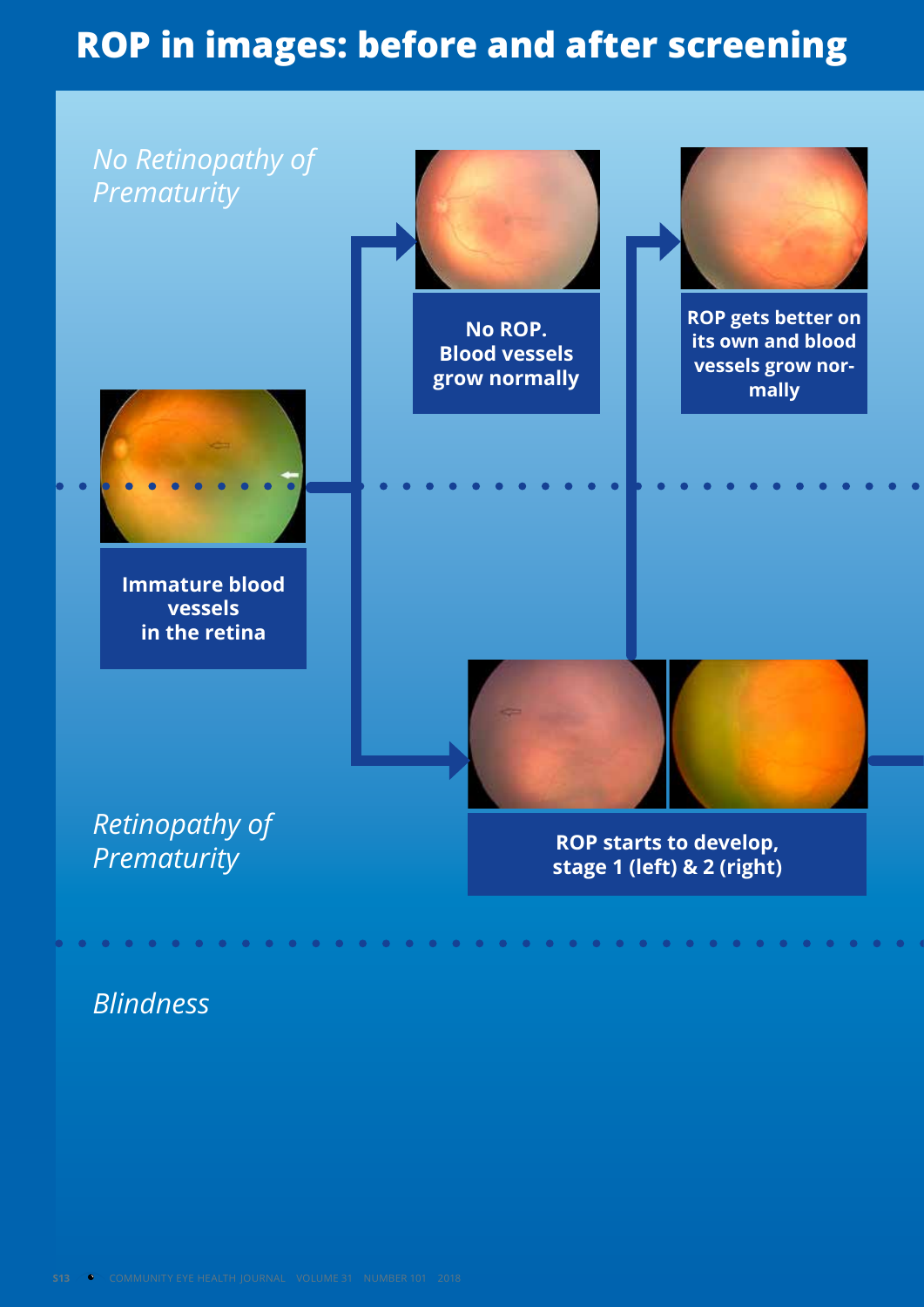# ROP in images: before and after screening

*No Retinopathy of Prematurity*

**No ROP. Blood vessels grow normally**

**ROP gets better on its own and blood vessels grow normally**

**Immature blood vessels in the retina**

*Retinopathy of Prematurity*

**ROP starts to develop, stage 1 (left) & 2 (right)**

*Blindness*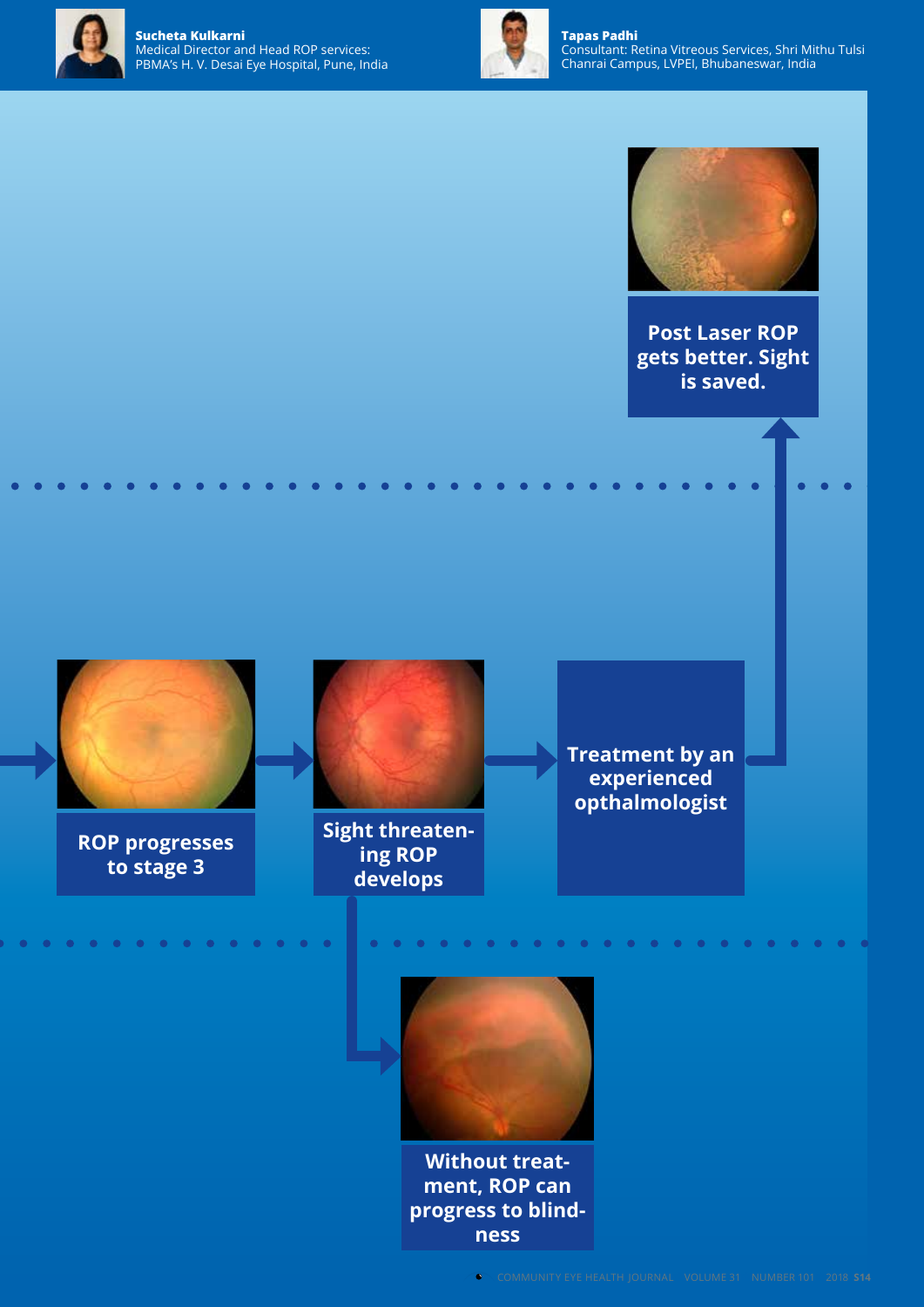**Sucheta Kulkarni**
Medical Director and Head ROP services: PBMA's H. V. Desai Eye Hospital, Pune, India

**Tapas Padhi**
Consultant: Retina Vitreous Services, Shri Mithu Tulsi Chanrai Campus, LVPEI, Bhubaneswar, India

**Post Laser ROP gets better. Sight is saved.**

**ROP progresses to stage 3**

**Sight threatening ROP develops**

**Treatment by an experienced opthalmologist**

**Without treatment, ROP can progress to blindness**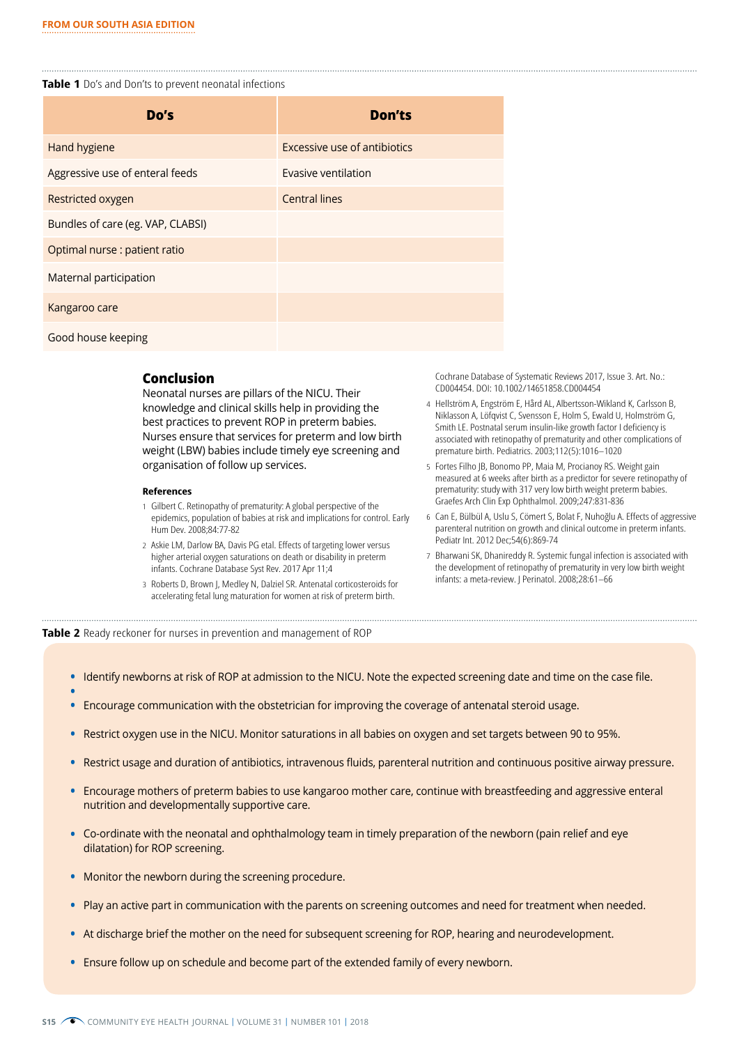**Table 1** Do's and Don'ts to prevent neonatal infections

| Do's | Don'ts |
|---|---|
| Hand hygiene | Excessive use of antibiotics |
| Aggressive use of enteral feeds | Evasive ventilation |
| Restricted oxygen | Central lines |
| Bundles of care (eg. VAP, CLABSI) | |
| Optimal nurse : patient ratio | |
| Maternal participation | |
| Kangaroo care | |
| Good house keeping | |

## Conclusion

Neonatal nurses are pillars of the NICU. Their knowledge and clinical skills help in providing the best practices to prevent ROP in preterm babies. Nurses ensure that services for preterm and low birth weight (LBW) babies include timely eye screening and organisation of follow up services.

### References

1. Gilbert C. Retinopathy of prematurity: A global perspective of the epidemics, population of babies at risk and implications for control. Early Hum Dev. 2008;84:77-82
2. Askie LM, Darlow BA, Davis PG etal. Effects of targeting lower versus higher arterial oxygen saturations on death or disability in preterm infants. Cochrane Database Syst Rev. 2017 Apr 11;4
3. Roberts D, Brown J, Medley N, Dalziel SR. Antenatal corticosteroids for accelerating fetal lung maturation for women at risk of preterm birth. Cochrane Database of Systematic Reviews 2017, Issue 3. Art. No.: CD004454. DOI: 10.1002/14651858.CD004454
4. Hellström A, Engström E, Hård AL, Albertsson-Wikland K, Carlsson B, Niklasson A, Löfqvist C, Svensson E, Holm S, Ewald U, Holmström G, Smith LE. Postnatal serum insulin-like growth factor I deficiency is associated with retinopathy of prematurity and other complications of premature birth. Pediatrics. 2003;112(5):1016–1020
5. Fortes Filho JB, Bonomo PP, Maia M, Procianoy RS. Weight gain measured at 6 weeks after birth as a predictor for severe retinopathy of prematurity: study with 317 very low birth weight preterm babies. Graefes Arch Clin Exp Ophthalmol. 2009;247:831-836
6. Can E, Bülbül A, Uslu S, Cömert S, Bolat F, Nuhoğlu A. Effects of aggressive parenteral nutrition on growth and clinical outcome in preterm infants. Pediatr Int. 2012 Dec;54(6):869-74
7. Bharwani SK, Dhanireddy R. Systemic fungal infection is associated with the development of retinopathy of prematurity in very low birth weight infants: a meta-review. J Perinatol. 2008;28:61–66

**Table 2** Ready reckoner for nurses in prevention and management of ROP

- Identify newborns at risk of ROP at admission to the NICU. Note the expected screening date and time on the case file.
- Encourage communication with the obstetrician for improving the coverage of antenatal steroid usage.
- Restrict oxygen use in the NICU. Monitor saturations in all babies on oxygen and set targets between 90 to 95%.
- Restrict usage and duration of antibiotics, intravenous fluids, parenteral nutrition and continuous positive airway pressure.
- Encourage mothers of preterm babies to use kangaroo mother care, continue with breastfeeding and aggressive enteral nutrition and developmentally supportive care.
- Co-ordinate with the neonatal and ophthalmology team in timely preparation of the newborn (pain relief and eye dilatation) for ROP screening.
- Monitor the newborn during the screening procedure.
- Play an active part in communication with the parents on screening outcomes and need for treatment when needed.
- At discharge brief the mother on the need for subsequent screening for ROP, hearing and neurodevelopment.
- Ensure follow up on schedule and become part of the extended family of every newborn.